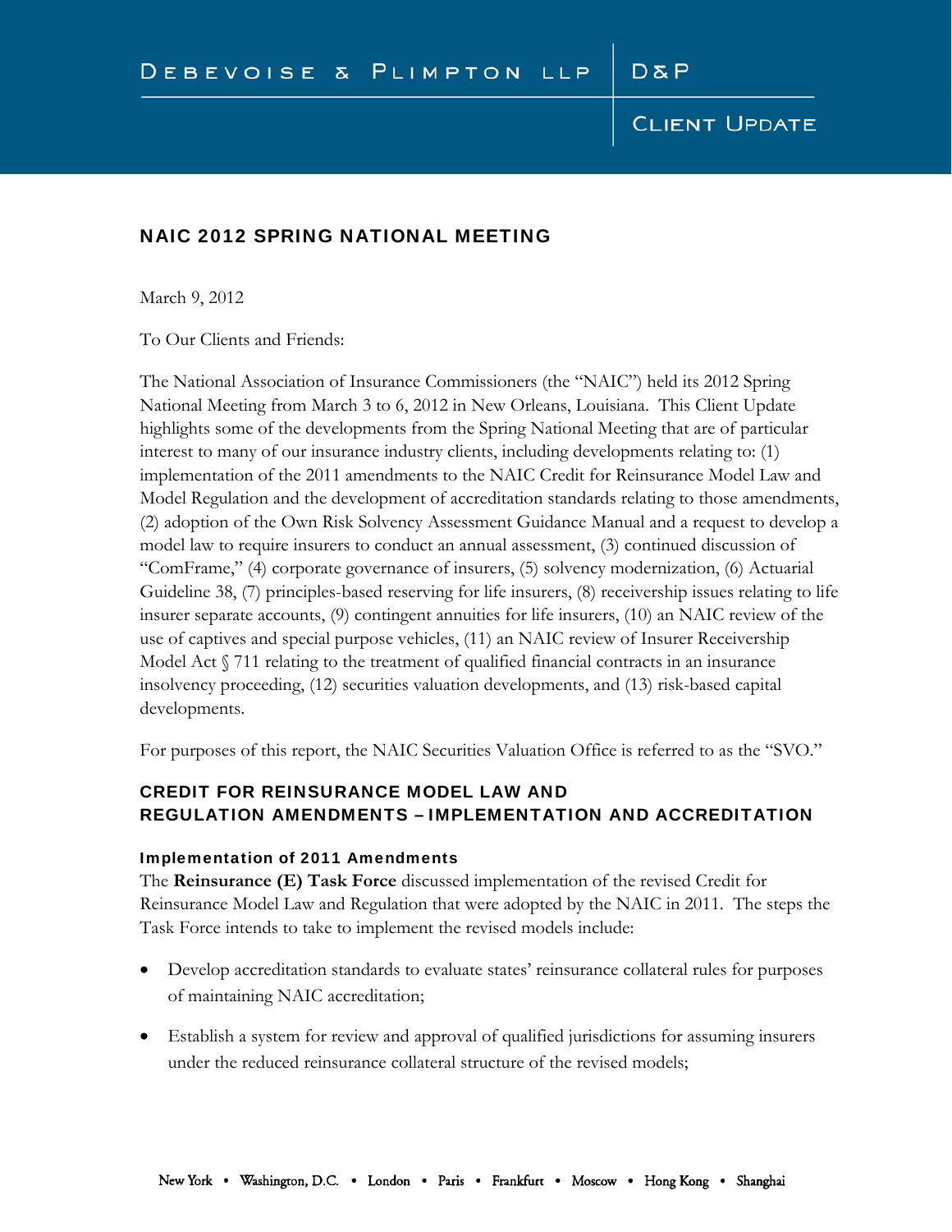DEBEVOISE & PLIMPTON LLP | D&P

CLIENT UPDATE

## NAIC 2012 SPRING NATIONAL MEETING

March 9, 2012

To Our Clients and Friends:

The National Association of Insurance Commissioners (the "NAIC") held its 2012 Spring National Meeting from March 3 to 6, 2012 in New Orleans, Louisiana. This Client Update highlights some of the developments from the Spring National Meeting that are of particular interest to many of our insurance industry clients, including developments relating to: (1) implementation of the 2011 amendments to the NAIC Credit for Reinsurance Model Law and Model Regulation and the development of accreditation standards relating to those amendments, (2) adoption of the Own Risk Solvency Assessment Guidance Manual and a request to develop a model law to require insurers to conduct an annual assessment, (3) continued discussion of "ComFrame," (4) corporate governance of insurers, (5) solvency modernization, (6) Actuarial Guideline 38, (7) principles-based reserving for life insurers, (8) receivership issues relating to life insurer separate accounts, (9) contingent annuities for life insurers, (10) an NAIC review of the use of captives and special purpose vehicles, (11) an NAIC review of Insurer Receivership Model Act § 711 relating to the treatment of qualified financial contracts in an insurance insolvency proceeding, (12) securities valuation developments, and (13) risk-based capital developments.

For purposes of this report, the NAIC Securities Valuation Office is referred to as the "SVO."

## CREDIT FOR REINSURANCE MODEL LAW AND REGULATION AMENDMENTS – IMPLEMENTATION AND ACCREDITATION

### Implementation of 2011 Amendments

The **Reinsurance (E) Task Force** discussed implementation of the revised Credit for Reinsurance Model Law and Regulation that were adopted by the NAIC in 2011. The steps the Task Force intends to take to implement the revised models include:

- Develop accreditation standards to evaluate states' reinsurance collateral rules for purposes of maintaining NAIC accreditation;
- Establish a system for review and approval of qualified jurisdictions for assuming insurers under the reduced reinsurance collateral structure of the revised models;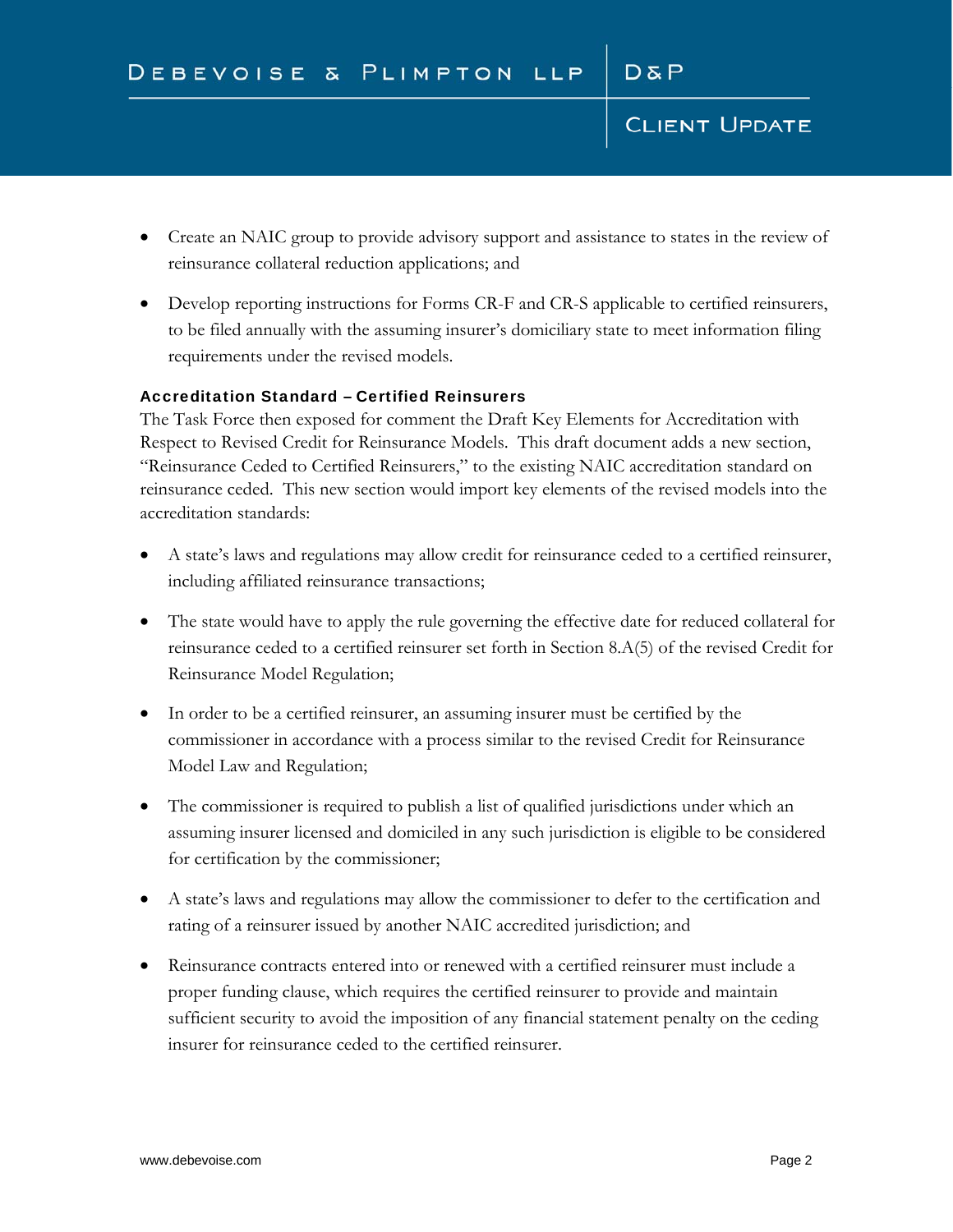- Create an NAIC group to provide advisory support and assistance to states in the review of reinsurance collateral reduction applications; and

- Develop reporting instructions for Forms CR-F and CR-S applicable to certified reinsurers, to be filed annually with the assuming insurer's domiciliary state to meet information filing requirements under the revised models.

### Accreditation Standard – Certified Reinsurers

The Task Force then exposed for comment the Draft Key Elements for Accreditation with Respect to Revised Credit for Reinsurance Models. This draft document adds a new section, "Reinsurance Ceded to Certified Reinsurers," to the existing NAIC accreditation standard on reinsurance ceded. This new section would import key elements of the revised models into the accreditation standards:

- A state's laws and regulations may allow credit for reinsurance ceded to a certified reinsurer, including affiliated reinsurance transactions;

- The state would have to apply the rule governing the effective date for reduced collateral for reinsurance ceded to a certified reinsurer set forth in Section 8.A(5) of the revised Credit for Reinsurance Model Regulation;

- In order to be a certified reinsurer, an assuming insurer must be certified by the commissioner in accordance with a process similar to the revised Credit for Reinsurance Model Law and Regulation;

- The commissioner is required to publish a list of qualified jurisdictions under which an assuming insurer licensed and domiciled in any such jurisdiction is eligible to be considered for certification by the commissioner;

- A state's laws and regulations may allow the commissioner to defer to the certification and rating of a reinsurer issued by another NAIC accredited jurisdiction; and

- Reinsurance contracts entered into or renewed with a certified reinsurer must include a proper funding clause, which requires the certified reinsurer to provide and maintain sufficient security to avoid the imposition of any financial statement penalty on the ceding insurer for reinsurance ceded to the certified reinsurer.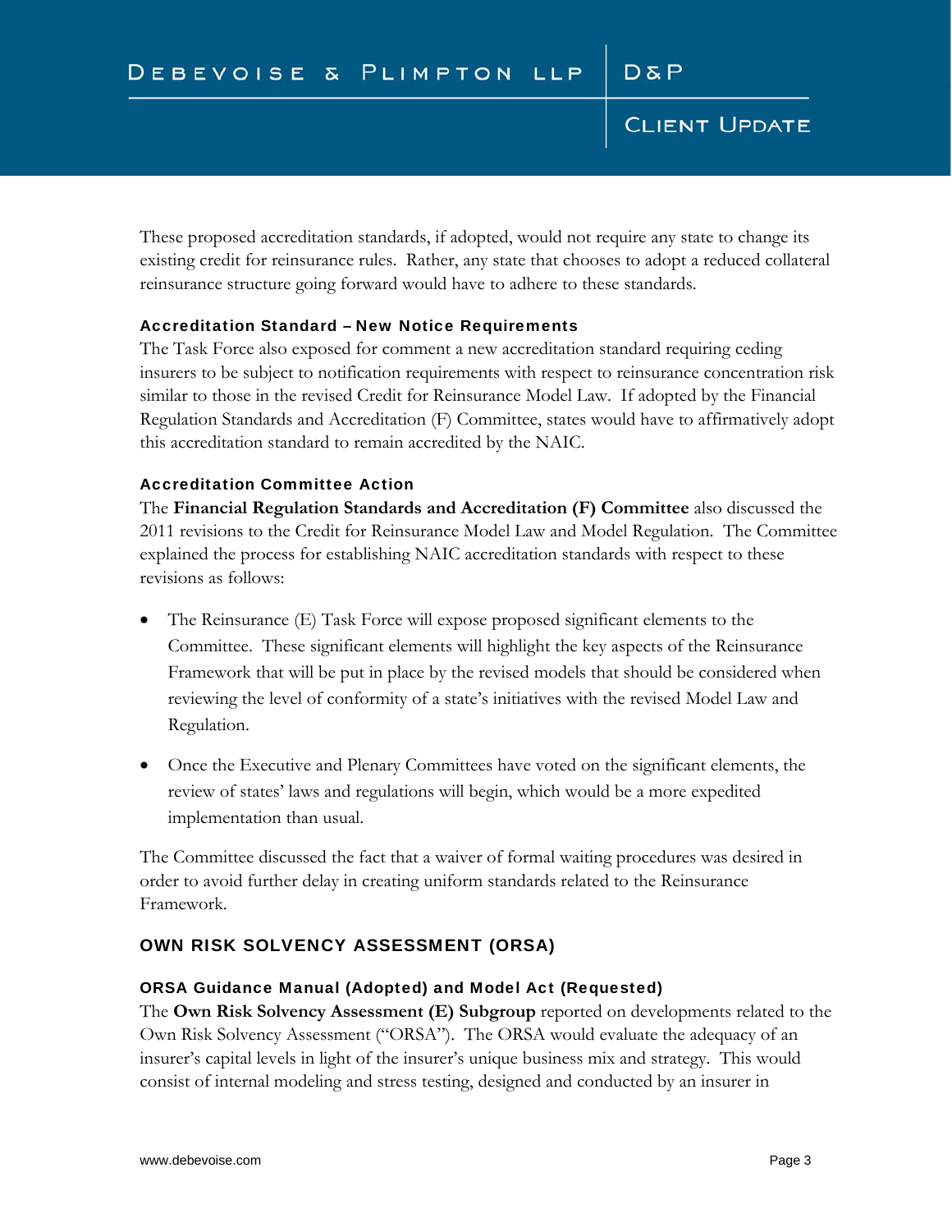These proposed accreditation standards, if adopted, would not require any state to change its existing credit for reinsurance rules. Rather, any state that chooses to adopt a reduced collateral reinsurance structure going forward would have to adhere to these standards.

#### Accreditation Standard – New Notice Requirements

The Task Force also exposed for comment a new accreditation standard requiring ceding insurers to be subject to notification requirements with respect to reinsurance concentration risk similar to those in the revised Credit for Reinsurance Model Law. If adopted by the Financial Regulation Standards and Accreditation (F) Committee, states would have to affirmatively adopt this accreditation standard to remain accredited by the NAIC.

#### Accreditation Committee Action

The **Financial Regulation Standards and Accreditation (F) Committee** also discussed the 2011 revisions to the Credit for Reinsurance Model Law and Model Regulation. The Committee explained the process for establishing NAIC accreditation standards with respect to these revisions as follows:

- The Reinsurance (E) Task Force will expose proposed significant elements to the Committee. These significant elements will highlight the key aspects of the Reinsurance Framework that will be put in place by the revised models that should be considered when reviewing the level of conformity of a state's initiatives with the revised Model Law and Regulation.
- Once the Executive and Plenary Committees have voted on the significant elements, the review of states' laws and regulations will begin, which would be a more expedited implementation than usual.

The Committee discussed the fact that a waiver of formal waiting procedures was desired in order to avoid further delay in creating uniform standards related to the Reinsurance Framework.

### OWN RISK SOLVENCY ASSESSMENT (ORSA)

#### ORSA Guidance Manual (Adopted) and Model Act (Requested)

The **Own Risk Solvency Assessment (E) Subgroup** reported on developments related to the Own Risk Solvency Assessment ("ORSA"). The ORSA would evaluate the adequacy of an insurer's capital levels in light of the insurer's unique business mix and strategy. This would consist of internal modeling and stress testing, designed and conducted by an insurer in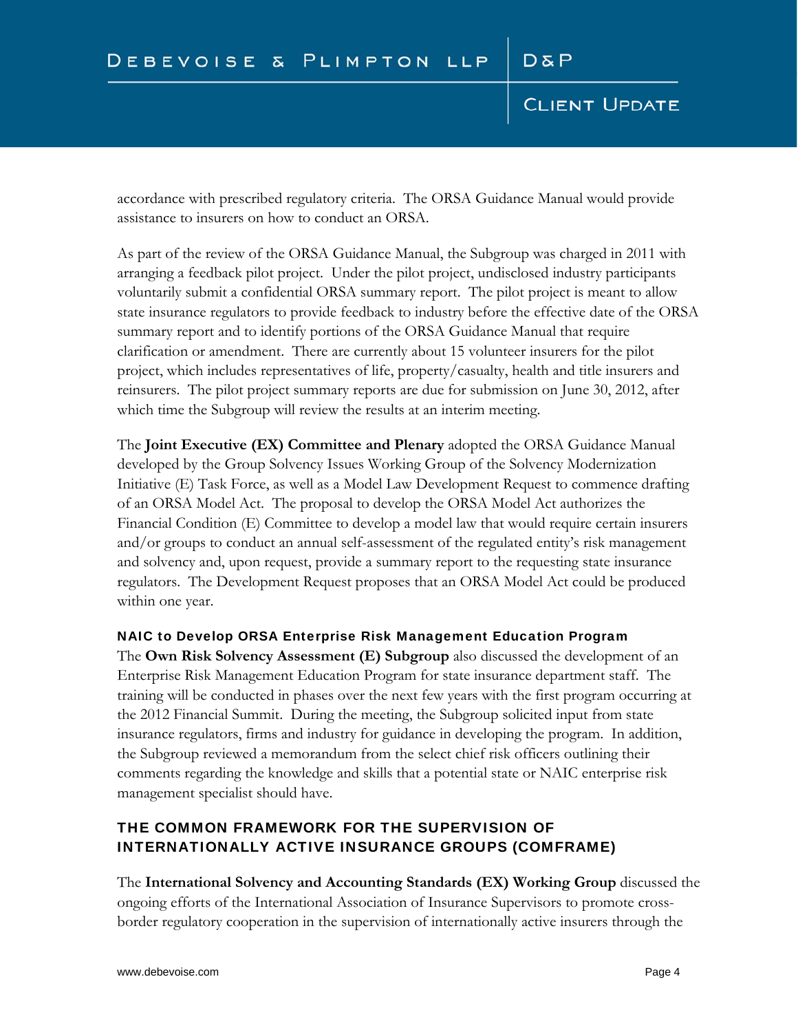accordance with prescribed regulatory criteria. The ORSA Guidance Manual would provide assistance to insurers on how to conduct an ORSA.

As part of the review of the ORSA Guidance Manual, the Subgroup was charged in 2011 with arranging a feedback pilot project. Under the pilot project, undisclosed industry participants voluntarily submit a confidential ORSA summary report. The pilot project is meant to allow state insurance regulators to provide feedback to industry before the effective date of the ORSA summary report and to identify portions of the ORSA Guidance Manual that require clarification or amendment. There are currently about 15 volunteer insurers for the pilot project, which includes representatives of life, property/casualty, health and title insurers and reinsurers. The pilot project summary reports are due for submission on June 30, 2012, after which time the Subgroup will review the results at an interim meeting.

The **Joint Executive (EX) Committee and Plenary** adopted the ORSA Guidance Manual developed by the Group Solvency Issues Working Group of the Solvency Modernization Initiative (E) Task Force, as well as a Model Law Development Request to commence drafting of an ORSA Model Act. The proposal to develop the ORSA Model Act authorizes the Financial Condition (E) Committee to develop a model law that would require certain insurers and/or groups to conduct an annual self-assessment of the regulated entity's risk management and solvency and, upon request, provide a summary report to the requesting state insurance regulators. The Development Request proposes that an ORSA Model Act could be produced within one year.

### NAIC to Develop ORSA Enterprise Risk Management Education Program

The **Own Risk Solvency Assessment (E) Subgroup** also discussed the development of an Enterprise Risk Management Education Program for state insurance department staff. The training will be conducted in phases over the next few years with the first program occurring at the 2012 Financial Summit. During the meeting, the Subgroup solicited input from state insurance regulators, firms and industry for guidance in developing the program. In addition, the Subgroup reviewed a memorandum from the select chief risk officers outlining their comments regarding the knowledge and skills that a potential state or NAIC enterprise risk management specialist should have.

## THE COMMON FRAMEWORK FOR THE SUPERVISION OF INTERNATIONALLY ACTIVE INSURANCE GROUPS (COMFRAME)

The **International Solvency and Accounting Standards (EX) Working Group** discussed the ongoing efforts of the International Association of Insurance Supervisors to promote cross-border regulatory cooperation in the supervision of internationally active insurers through the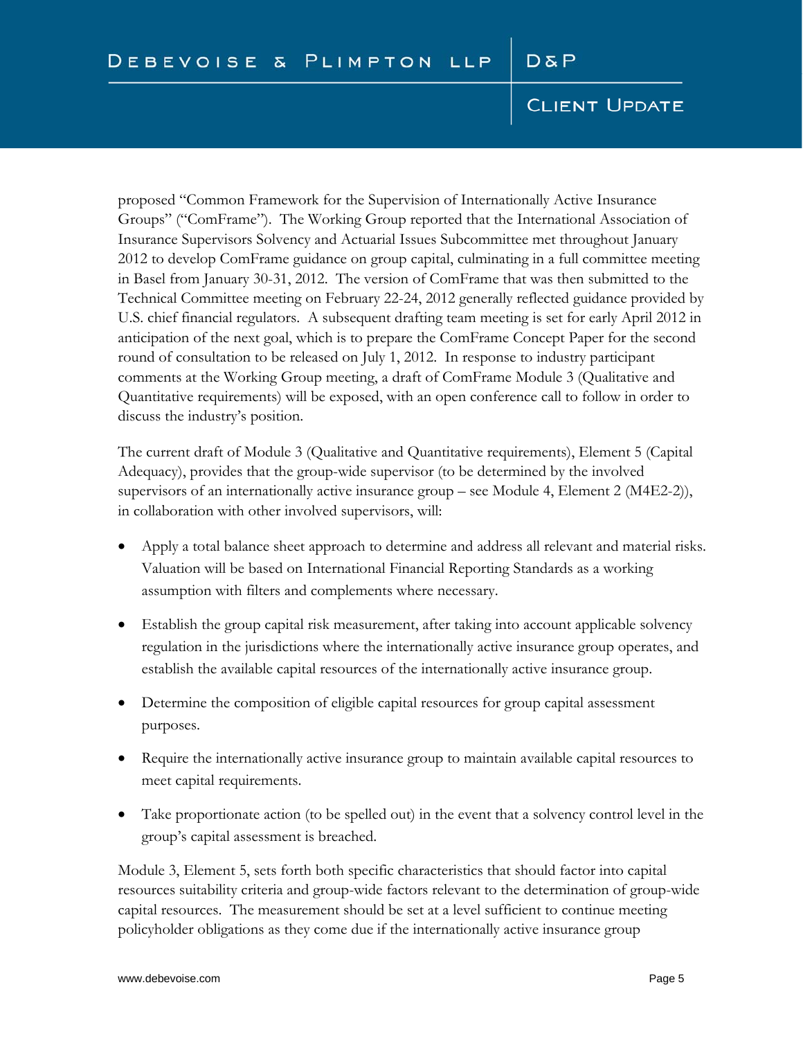proposed "Common Framework for the Supervision of Internationally Active Insurance Groups" ("ComFrame"). The Working Group reported that the International Association of Insurance Supervisors Solvency and Actuarial Issues Subcommittee met throughout January 2012 to develop ComFrame guidance on group capital, culminating in a full committee meeting in Basel from January 30-31, 2012. The version of ComFrame that was then submitted to the Technical Committee meeting on February 22-24, 2012 generally reflected guidance provided by U.S. chief financial regulators. A subsequent drafting team meeting is set for early April 2012 in anticipation of the next goal, which is to prepare the ComFrame Concept Paper for the second round of consultation to be released on July 1, 2012. In response to industry participant comments at the Working Group meeting, a draft of ComFrame Module 3 (Qualitative and Quantitative requirements) will be exposed, with an open conference call to follow in order to discuss the industry's position.

The current draft of Module 3 (Qualitative and Quantitative requirements), Element 5 (Capital Adequacy), provides that the group-wide supervisor (to be determined by the involved supervisors of an internationally active insurance group – see Module 4, Element 2 (M4E2-2)), in collaboration with other involved supervisors, will:

- Apply a total balance sheet approach to determine and address all relevant and material risks. Valuation will be based on International Financial Reporting Standards as a working assumption with filters and complements where necessary.
- Establish the group capital risk measurement, after taking into account applicable solvency regulation in the jurisdictions where the internationally active insurance group operates, and establish the available capital resources of the internationally active insurance group.
- Determine the composition of eligible capital resources for group capital assessment purposes.
- Require the internationally active insurance group to maintain available capital resources to meet capital requirements.
- Take proportionate action (to be spelled out) in the event that a solvency control level in the group's capital assessment is breached.

Module 3, Element 5, sets forth both specific characteristics that should factor into capital resources suitability criteria and group-wide factors relevant to the determination of group-wide capital resources. The measurement should be set at a level sufficient to continue meeting policyholder obligations as they come due if the internationally active insurance group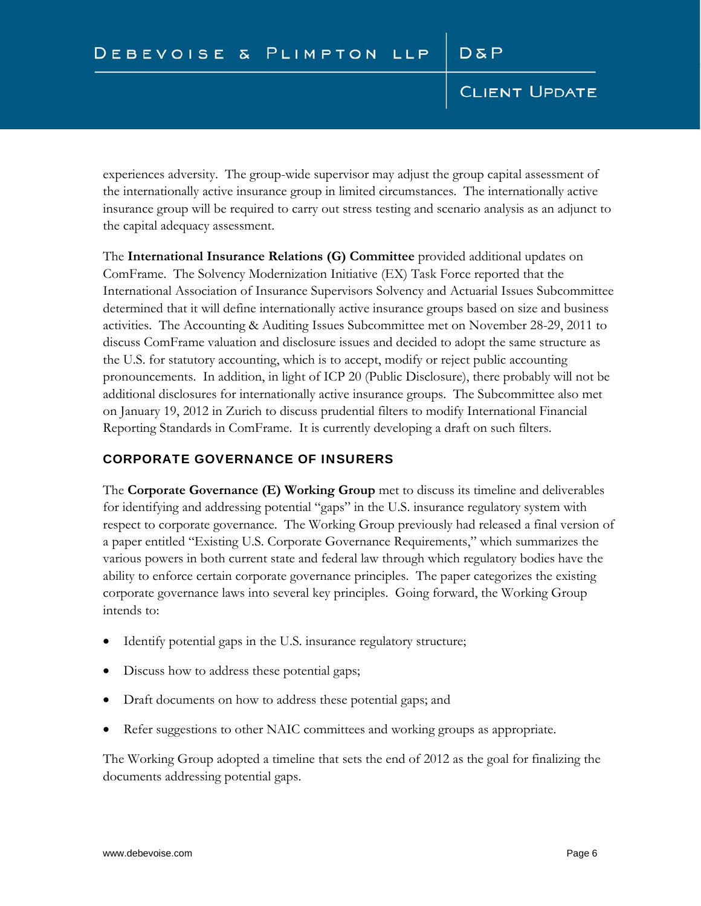experiences adversity. The group-wide supervisor may adjust the group capital assessment of the internationally active insurance group in limited circumstances. The internationally active insurance group will be required to carry out stress testing and scenario analysis as an adjunct to the capital adequacy assessment.

The **International Insurance Relations (G) Committee** provided additional updates on ComFrame. The Solvency Modernization Initiative (EX) Task Force reported that the International Association of Insurance Supervisors Solvency and Actuarial Issues Subcommittee determined that it will define internationally active insurance groups based on size and business activities. The Accounting & Auditing Issues Subcommittee met on November 28-29, 2011 to discuss ComFrame valuation and disclosure issues and decided to adopt the same structure as the U.S. for statutory accounting, which is to accept, modify or reject public accounting pronouncements. In addition, in light of ICP 20 (Public Disclosure), there probably will not be additional disclosures for internationally active insurance groups. The Subcommittee also met on January 19, 2012 in Zurich to discuss prudential filters to modify International Financial Reporting Standards in ComFrame. It is currently developing a draft on such filters.

## CORPORATE GOVERNANCE OF INSURERS

The **Corporate Governance (E) Working Group** met to discuss its timeline and deliverables for identifying and addressing potential "gaps" in the U.S. insurance regulatory system with respect to corporate governance. The Working Group previously had released a final version of a paper entitled "Existing U.S. Corporate Governance Requirements," which summarizes the various powers in both current state and federal law through which regulatory bodies have the ability to enforce certain corporate governance principles. The paper categorizes the existing corporate governance laws into several key principles. Going forward, the Working Group intends to:

- Identify potential gaps in the U.S. insurance regulatory structure;
- Discuss how to address these potential gaps;
- Draft documents on how to address these potential gaps; and
- Refer suggestions to other NAIC committees and working groups as appropriate.

The Working Group adopted a timeline that sets the end of 2012 as the goal for finalizing the documents addressing potential gaps.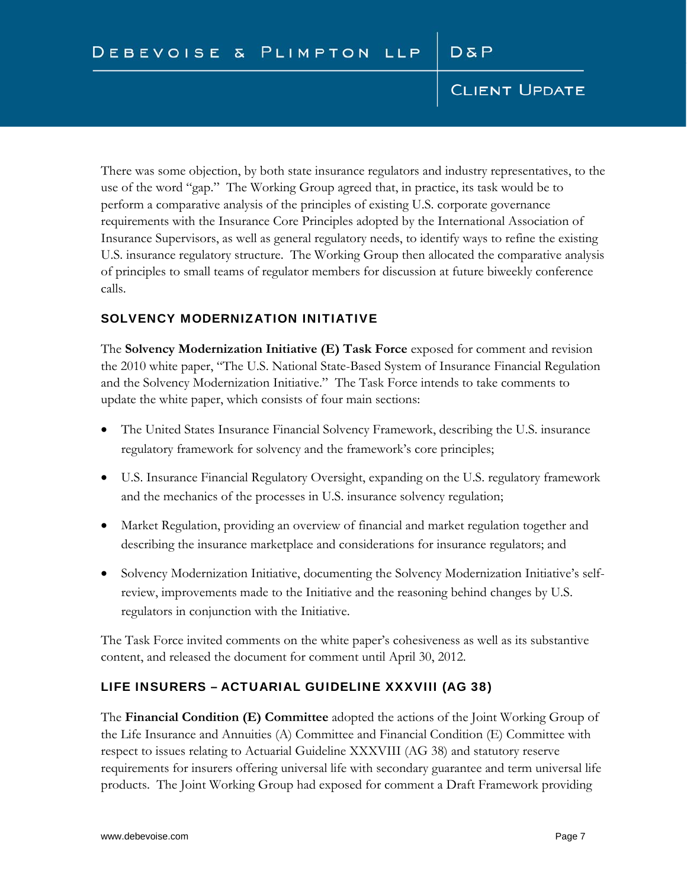There was some objection, by both state insurance regulators and industry representatives, to the use of the word "gap." The Working Group agreed that, in practice, its task would be to perform a comparative analysis of the principles of existing U.S. corporate governance requirements with the Insurance Core Principles adopted by the International Association of Insurance Supervisors, as well as general regulatory needs, to identify ways to refine the existing U.S. insurance regulatory structure. The Working Group then allocated the comparative analysis of principles to small teams of regulator members for discussion at future biweekly conference calls.

## SOLVENCY MODERNIZATION INITIATIVE

The **Solvency Modernization Initiative (E) Task Force** exposed for comment and revision the 2010 white paper, "The U.S. National State-Based System of Insurance Financial Regulation and the Solvency Modernization Initiative." The Task Force intends to take comments to update the white paper, which consists of four main sections:

- The United States Insurance Financial Solvency Framework, describing the U.S. insurance regulatory framework for solvency and the framework's core principles;
- U.S. Insurance Financial Regulatory Oversight, expanding on the U.S. regulatory framework and the mechanics of the processes in U.S. insurance solvency regulation;
- Market Regulation, providing an overview of financial and market regulation together and describing the insurance marketplace and considerations for insurance regulators; and
- Solvency Modernization Initiative, documenting the Solvency Modernization Initiative's self-review, improvements made to the Initiative and the reasoning behind changes by U.S. regulators in conjunction with the Initiative.

The Task Force invited comments on the white paper's cohesiveness as well as its substantive content, and released the document for comment until April 30, 2012.

## LIFE INSURERS – ACTUARIAL GUIDELINE XXXVIII (AG 38)

The **Financial Condition (E) Committee** adopted the actions of the Joint Working Group of the Life Insurance and Annuities (A) Committee and Financial Condition (E) Committee with respect to issues relating to Actuarial Guideline XXXVIII (AG 38) and statutory reserve requirements for insurers offering universal life with secondary guarantee and term universal life products. The Joint Working Group had exposed for comment a Draft Framework providing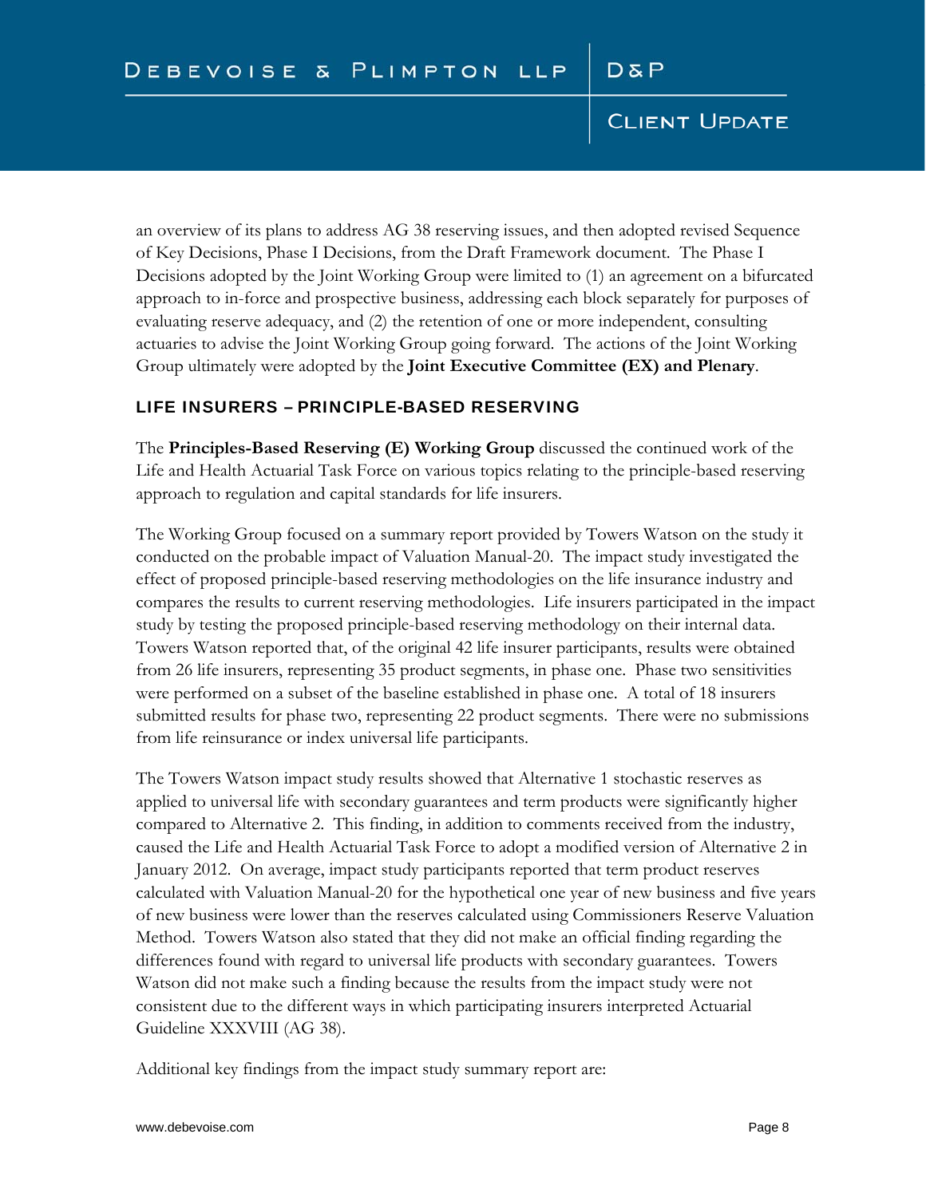an overview of its plans to address AG 38 reserving issues, and then adopted revised Sequence of Key Decisions, Phase I Decisions, from the Draft Framework document. The Phase I Decisions adopted by the Joint Working Group were limited to (1) an agreement on a bifurcated approach to in-force and prospective business, addressing each block separately for purposes of evaluating reserve adequacy, and (2) the retention of one or more independent, consulting actuaries to advise the Joint Working Group going forward. The actions of the Joint Working Group ultimately were adopted by the **Joint Executive Committee (EX) and Plenary**.

## LIFE INSURERS – PRINCIPLE-BASED RESERVING

The **Principles-Based Reserving (E) Working Group** discussed the continued work of the Life and Health Actuarial Task Force on various topics relating to the principle-based reserving approach to regulation and capital standards for life insurers.

The Working Group focused on a summary report provided by Towers Watson on the study it conducted on the probable impact of Valuation Manual-20. The impact study investigated the effect of proposed principle-based reserving methodologies on the life insurance industry and compares the results to current reserving methodologies. Life insurers participated in the impact study by testing the proposed principle-based reserving methodology on their internal data. Towers Watson reported that, of the original 42 life insurer participants, results were obtained from 26 life insurers, representing 35 product segments, in phase one. Phase two sensitivities were performed on a subset of the baseline established in phase one. A total of 18 insurers submitted results for phase two, representing 22 product segments. There were no submissions from life reinsurance or index universal life participants.

The Towers Watson impact study results showed that Alternative 1 stochastic reserves as applied to universal life with secondary guarantees and term products were significantly higher compared to Alternative 2. This finding, in addition to comments received from the industry, caused the Life and Health Actuarial Task Force to adopt a modified version of Alternative 2 in January 2012. On average, impact study participants reported that term product reserves calculated with Valuation Manual-20 for the hypothetical one year of new business and five years of new business were lower than the reserves calculated using Commissioners Reserve Valuation Method. Towers Watson also stated that they did not make an official finding regarding the differences found with regard to universal life products with secondary guarantees. Towers Watson did not make such a finding because the results from the impact study were not consistent due to the different ways in which participating insurers interpreted Actuarial Guideline XXXVIII (AG 38).

Additional key findings from the impact study summary report are: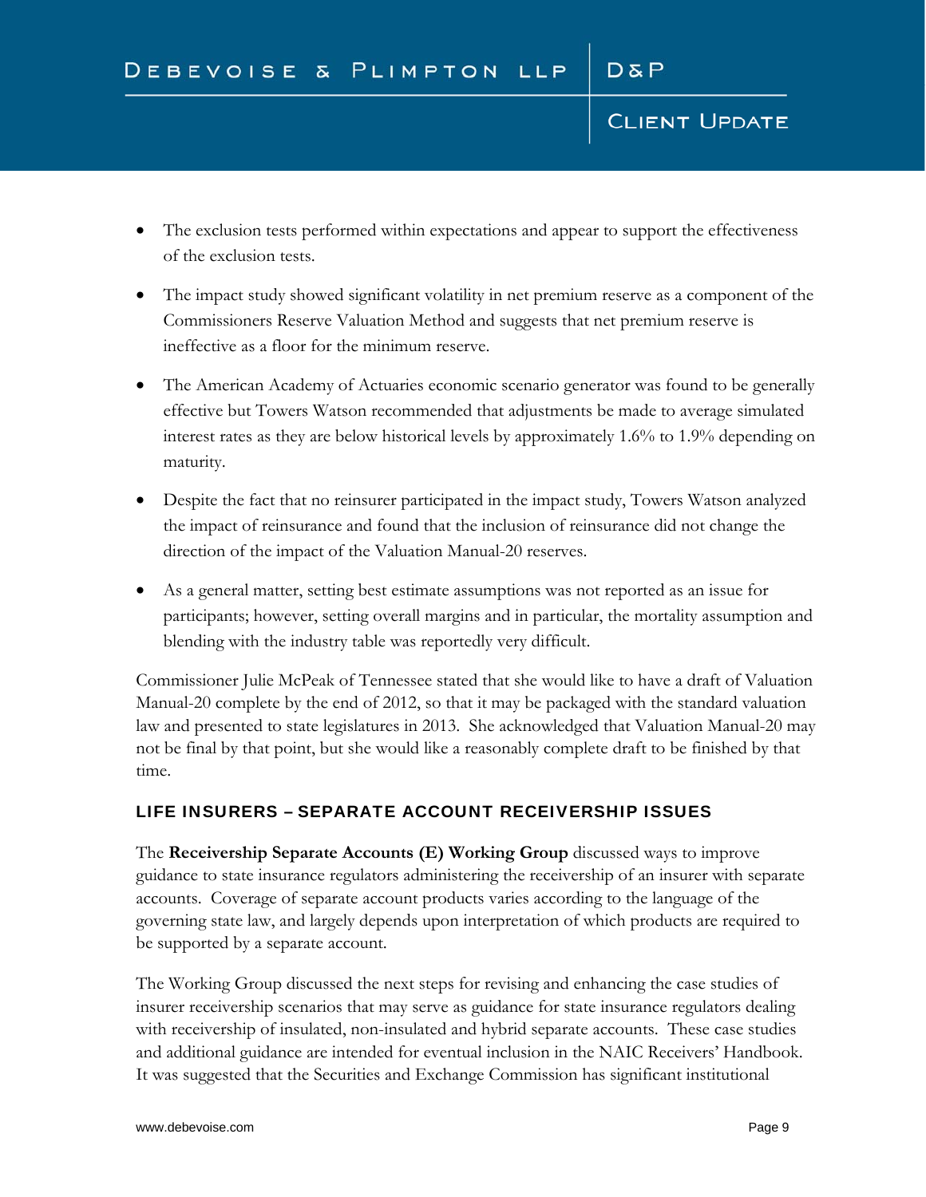- The exclusion tests performed within expectations and appear to support the effectiveness of the exclusion tests.
- The impact study showed significant volatility in net premium reserve as a component of the Commissioners Reserve Valuation Method and suggests that net premium reserve is ineffective as a floor for the minimum reserve.
- The American Academy of Actuaries economic scenario generator was found to be generally effective but Towers Watson recommended that adjustments be made to average simulated interest rates as they are below historical levels by approximately 1.6% to 1.9% depending on maturity.
- Despite the fact that no reinsurer participated in the impact study, Towers Watson analyzed the impact of reinsurance and found that the inclusion of reinsurance did not change the direction of the impact of the Valuation Manual-20 reserves.
- As a general matter, setting best estimate assumptions was not reported as an issue for participants; however, setting overall margins and in particular, the mortality assumption and blending with the industry table was reportedly very difficult.

Commissioner Julie McPeak of Tennessee stated that she would like to have a draft of Valuation Manual-20 complete by the end of 2012, so that it may be packaged with the standard valuation law and presented to state legislatures in 2013. She acknowledged that Valuation Manual-20 may not be final by that point, but she would like a reasonably complete draft to be finished by that time.

## LIFE INSURERS – SEPARATE ACCOUNT RECEIVERSHIP ISSUES

The **Receivership Separate Accounts (E) Working Group** discussed ways to improve guidance to state insurance regulators administering the receivership of an insurer with separate accounts. Coverage of separate account products varies according to the language of the governing state law, and largely depends upon interpretation of which products are required to be supported by a separate account.

The Working Group discussed the next steps for revising and enhancing the case studies of insurer receivership scenarios that may serve as guidance for state insurance regulators dealing with receivership of insulated, non-insulated and hybrid separate accounts. These case studies and additional guidance are intended for eventual inclusion in the NAIC Receivers' Handbook. It was suggested that the Securities and Exchange Commission has significant institutional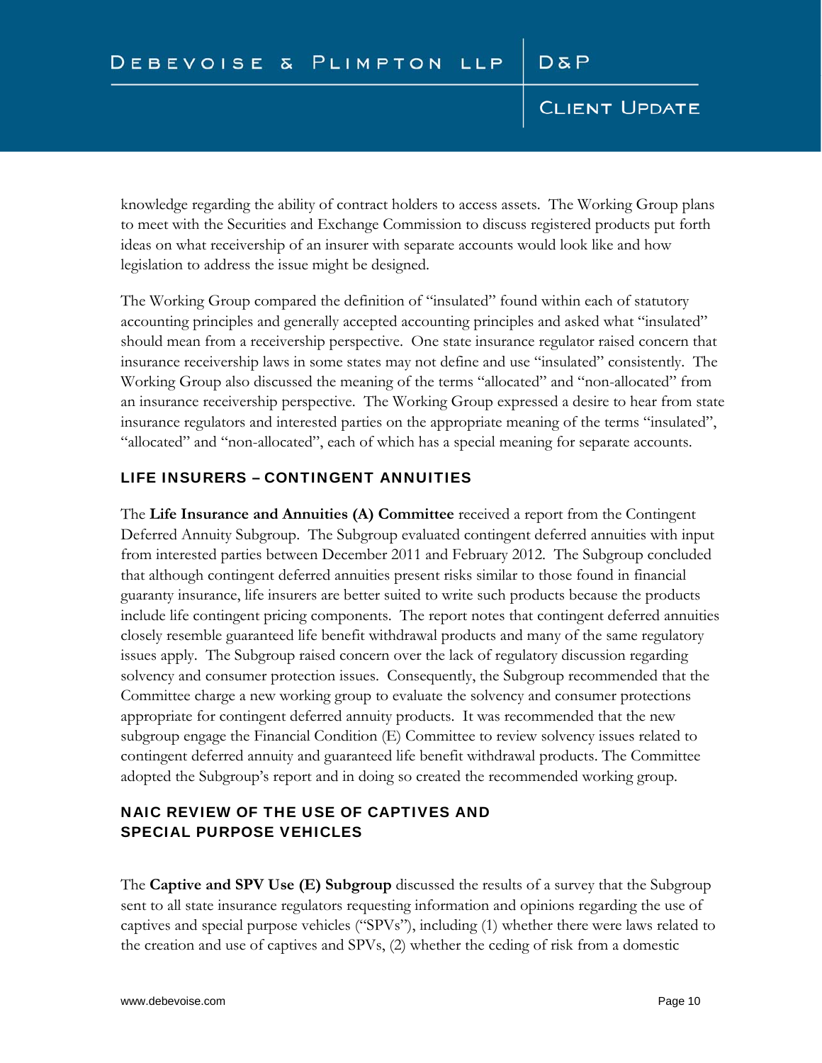knowledge regarding the ability of contract holders to access assets. The Working Group plans to meet with the Securities and Exchange Commission to discuss registered products put forth ideas on what receivership of an insurer with separate accounts would look like and how legislation to address the issue might be designed.

The Working Group compared the definition of "insulated" found within each of statutory accounting principles and generally accepted accounting principles and asked what "insulated" should mean from a receivership perspective. One state insurance regulator raised concern that insurance receivership laws in some states may not define and use "insulated" consistently. The Working Group also discussed the meaning of the terms "allocated" and "non-allocated" from an insurance receivership perspective. The Working Group expressed a desire to hear from state insurance regulators and interested parties on the appropriate meaning of the terms "insulated", "allocated" and "non-allocated", each of which has a special meaning for separate accounts.

## LIFE INSURERS – CONTINGENT ANNUITIES

The **Life Insurance and Annuities (A) Committee** received a report from the Contingent Deferred Annuity Subgroup. The Subgroup evaluated contingent deferred annuities with input from interested parties between December 2011 and February 2012. The Subgroup concluded that although contingent deferred annuities present risks similar to those found in financial guaranty insurance, life insurers are better suited to write such products because the products include life contingent pricing components. The report notes that contingent deferred annuities closely resemble guaranteed life benefit withdrawal products and many of the same regulatory issues apply. The Subgroup raised concern over the lack of regulatory discussion regarding solvency and consumer protection issues. Consequently, the Subgroup recommended that the Committee charge a new working group to evaluate the solvency and consumer protections appropriate for contingent deferred annuity products. It was recommended that the new subgroup engage the Financial Condition (E) Committee to review solvency issues related to contingent deferred annuity and guaranteed life benefit withdrawal products. The Committee adopted the Subgroup's report and in doing so created the recommended working group.

## NAIC REVIEW OF THE USE OF CAPTIVES AND SPECIAL PURPOSE VEHICLES

The **Captive and SPV Use (E) Subgroup** discussed the results of a survey that the Subgroup sent to all state insurance regulators requesting information and opinions regarding the use of captives and special purpose vehicles ("SPVs"), including (1) whether there were laws related to the creation and use of captives and SPVs, (2) whether the ceding of risk from a domestic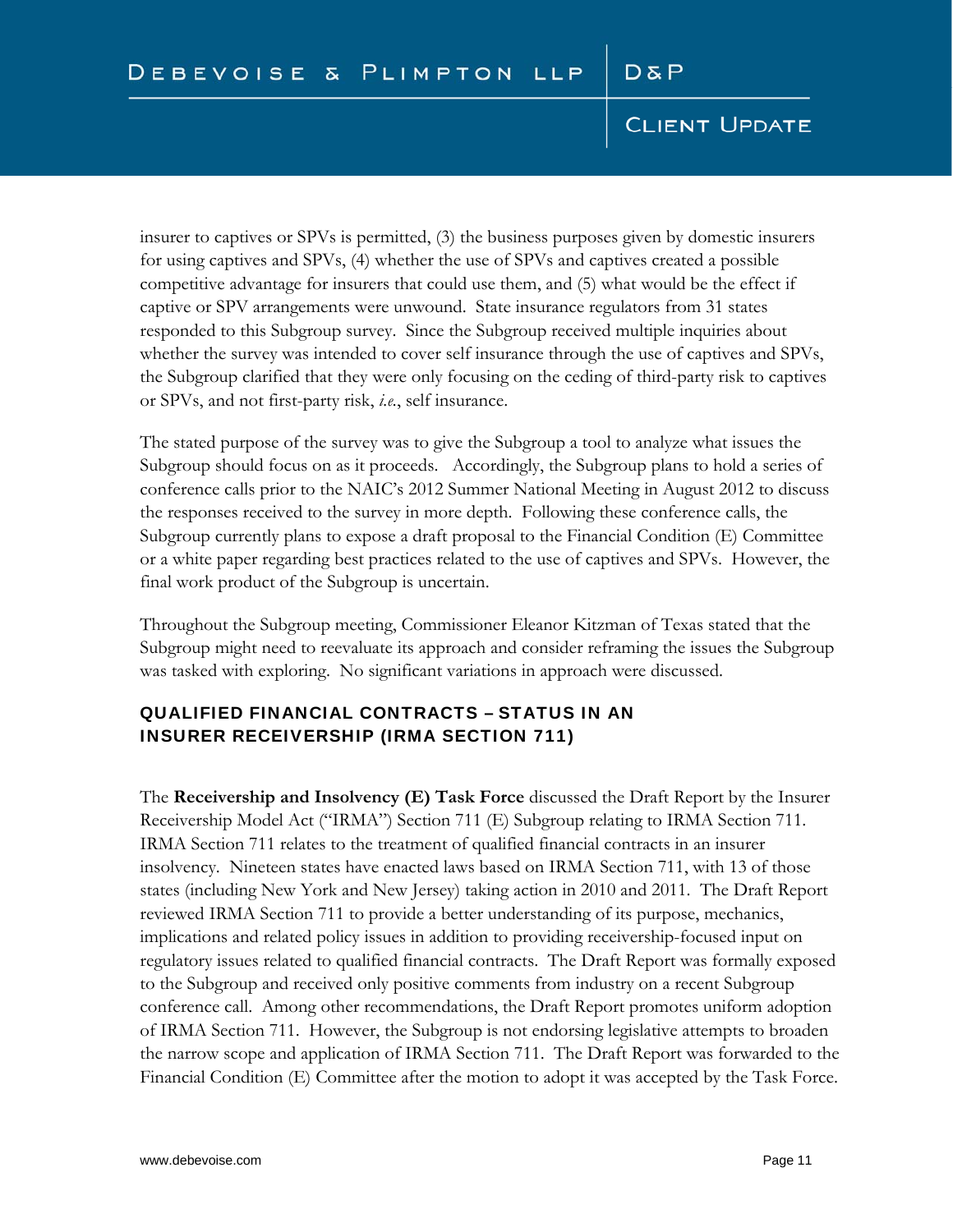insurer to captives or SPVs is permitted, (3) the business purposes given by domestic insurers for using captives and SPVs, (4) whether the use of SPVs and captives created a possible competitive advantage for insurers that could use them, and (5) what would be the effect if captive or SPV arrangements were unwound. State insurance regulators from 31 states responded to this Subgroup survey. Since the Subgroup received multiple inquiries about whether the survey was intended to cover self insurance through the use of captives and SPVs, the Subgroup clarified that they were only focusing on the ceding of third-party risk to captives or SPVs, and not first-party risk, *i.e.*, self insurance.

The stated purpose of the survey was to give the Subgroup a tool to analyze what issues the Subgroup should focus on as it proceeds. Accordingly, the Subgroup plans to hold a series of conference calls prior to the NAIC's 2012 Summer National Meeting in August 2012 to discuss the responses received to the survey in more depth. Following these conference calls, the Subgroup currently plans to expose a draft proposal to the Financial Condition (E) Committee or a white paper regarding best practices related to the use of captives and SPVs. However, the final work product of the Subgroup is uncertain.

Throughout the Subgroup meeting, Commissioner Eleanor Kitzman of Texas stated that the Subgroup might need to reevaluate its approach and consider reframing the issues the Subgroup was tasked with exploring. No significant variations in approach were discussed.

## QUALIFIED FINANCIAL CONTRACTS – STATUS IN AN INSURER RECEIVERSHIP (IRMA SECTION 711)

The **Receivership and Insolvency (E) Task Force** discussed the Draft Report by the Insurer Receivership Model Act ("IRMA") Section 711 (E) Subgroup relating to IRMA Section 711. IRMA Section 711 relates to the treatment of qualified financial contracts in an insurer insolvency. Nineteen states have enacted laws based on IRMA Section 711, with 13 of those states (including New York and New Jersey) taking action in 2010 and 2011. The Draft Report reviewed IRMA Section 711 to provide a better understanding of its purpose, mechanics, implications and related policy issues in addition to providing receivership-focused input on regulatory issues related to qualified financial contracts. The Draft Report was formally exposed to the Subgroup and received only positive comments from industry on a recent Subgroup conference call. Among other recommendations, the Draft Report promotes uniform adoption of IRMA Section 711. However, the Subgroup is not endorsing legislative attempts to broaden the narrow scope and application of IRMA Section 711. The Draft Report was forwarded to the Financial Condition (E) Committee after the motion to adopt it was accepted by the Task Force.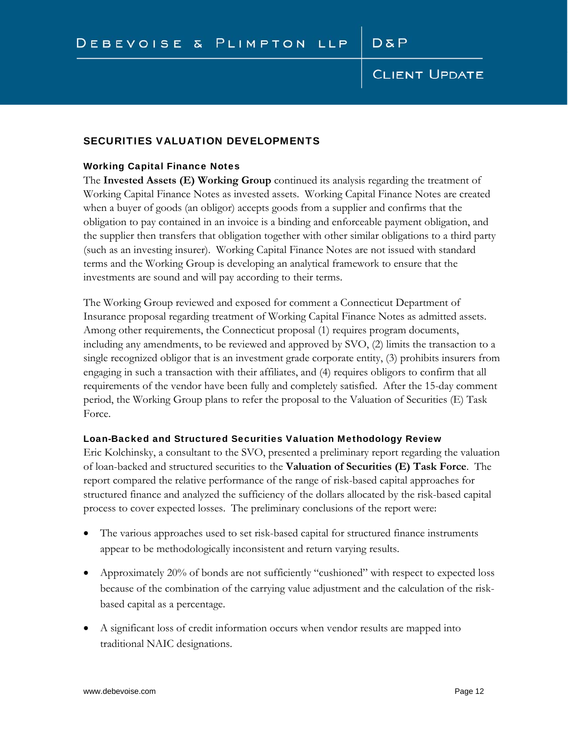## SECURITIES VALUATION DEVELOPMENTS

### Working Capital Finance Notes

The **Invested Assets (E) Working Group** continued its analysis regarding the treatment of Working Capital Finance Notes as invested assets. Working Capital Finance Notes are created when a buyer of goods (an obligor) accepts goods from a supplier and confirms that the obligation to pay contained in an invoice is a binding and enforceable payment obligation, and the supplier then transfers that obligation together with other similar obligations to a third party (such as an investing insurer). Working Capital Finance Notes are not issued with standard terms and the Working Group is developing an analytical framework to ensure that the investments are sound and will pay according to their terms.

The Working Group reviewed and exposed for comment a Connecticut Department of Insurance proposal regarding treatment of Working Capital Finance Notes as admitted assets. Among other requirements, the Connecticut proposal (1) requires program documents, including any amendments, to be reviewed and approved by SVO, (2) limits the transaction to a single recognized obligor that is an investment grade corporate entity, (3) prohibits insurers from engaging in such a transaction with their affiliates, and (4) requires obligors to confirm that all requirements of the vendor have been fully and completely satisfied. After the 15-day comment period, the Working Group plans to refer the proposal to the Valuation of Securities (E) Task Force.

### Loan-Backed and Structured Securities Valuation Methodology Review

Eric Kolchinsky, a consultant to the SVO, presented a preliminary report regarding the valuation of loan-backed and structured securities to the **Valuation of Securities (E) Task Force**. The report compared the relative performance of the range of risk-based capital approaches for structured finance and analyzed the sufficiency of the dollars allocated by the risk-based capital process to cover expected losses. The preliminary conclusions of the report were:

- The various approaches used to set risk-based capital for structured finance instruments appear to be methodologically inconsistent and return varying results.
- Approximately 20% of bonds are not sufficiently "cushioned" with respect to expected loss because of the combination of the carrying value adjustment and the calculation of the risk-based capital as a percentage.
- A significant loss of credit information occurs when vendor results are mapped into traditional NAIC designations.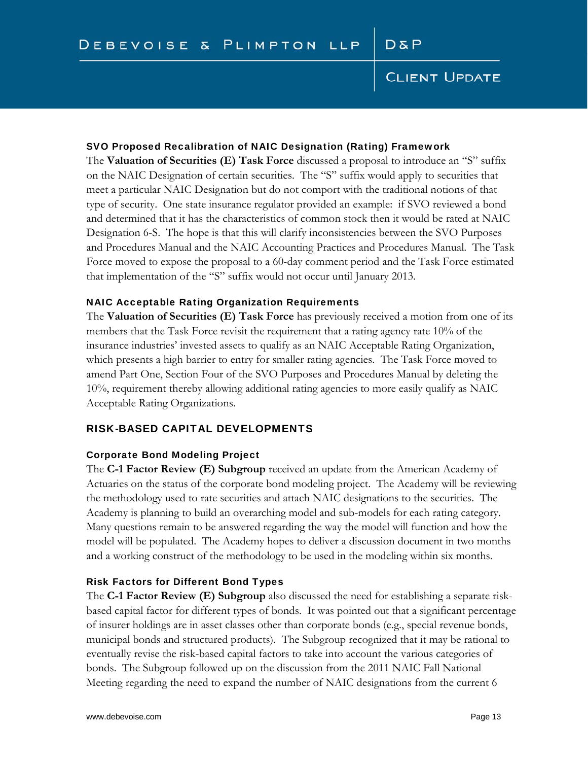### SVO Proposed Recalibration of NAIC Designation (Rating) Framework

The **Valuation of Securities (E) Task Force** discussed a proposal to introduce an "S" suffix on the NAIC Designation of certain securities. The "S" suffix would apply to securities that meet a particular NAIC Designation but do not comport with the traditional notions of that type of security. One state insurance regulator provided an example: if SVO reviewed a bond and determined that it has the characteristics of common stock then it would be rated at NAIC Designation 6-S. The hope is that this will clarify inconsistencies between the SVO Purposes and Procedures Manual and the NAIC Accounting Practices and Procedures Manual. The Task Force moved to expose the proposal to a 60-day comment period and the Task Force estimated that implementation of the "S" suffix would not occur until January 2013.

### NAIC Acceptable Rating Organization Requirements

The **Valuation of Securities (E) Task Force** has previously received a motion from one of its members that the Task Force revisit the requirement that a rating agency rate 10% of the insurance industries' invested assets to qualify as an NAIC Acceptable Rating Organization, which presents a high barrier to entry for smaller rating agencies. The Task Force moved to amend Part One, Section Four of the SVO Purposes and Procedures Manual by deleting the 10%, requirement thereby allowing additional rating agencies to more easily qualify as NAIC Acceptable Rating Organizations.

## RISK-BASED CAPITAL DEVELOPMENTS

### Corporate Bond Modeling Project

The **C-1 Factor Review (E) Subgroup** received an update from the American Academy of Actuaries on the status of the corporate bond modeling project. The Academy will be reviewing the methodology used to rate securities and attach NAIC designations to the securities. The Academy is planning to build an overarching model and sub-models for each rating category. Many questions remain to be answered regarding the way the model will function and how the model will be populated. The Academy hopes to deliver a discussion document in two months and a working construct of the methodology to be used in the modeling within six months.

### Risk Factors for Different Bond Types

The **C-1 Factor Review (E) Subgroup** also discussed the need for establishing a separate risk-based capital factor for different types of bonds. It was pointed out that a significant percentage of insurer holdings are in asset classes other than corporate bonds (e.g., special revenue bonds, municipal bonds and structured products). The Subgroup recognized that it may be rational to eventually revise the risk-based capital factors to take into account the various categories of bonds. The Subgroup followed up on the discussion from the 2011 NAIC Fall National Meeting regarding the need to expand the number of NAIC designations from the current 6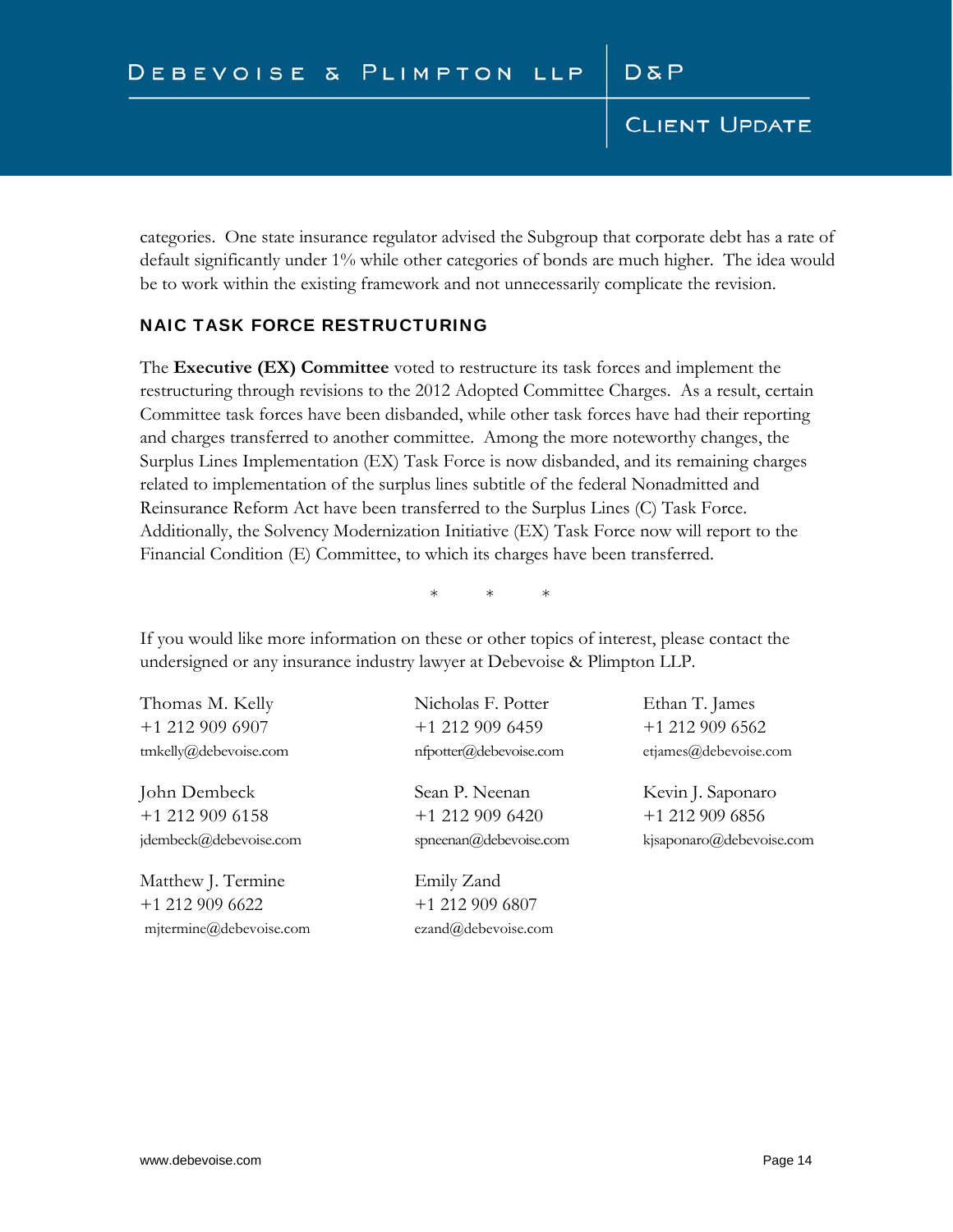categories. One state insurance regulator advised the Subgroup that corporate debt has a rate of default significantly under 1% while other categories of bonds are much higher. The idea would be to work within the existing framework and not unnecessarily complicate the revision.

## NAIC TASK FORCE RESTRUCTURING

The **Executive (EX) Committee** voted to restructure its task forces and implement the restructuring through revisions to the 2012 Adopted Committee Charges. As a result, certain Committee task forces have been disbanded, while other task forces have had their reporting and charges transferred to another committee. Among the more noteworthy changes, the Surplus Lines Implementation (EX) Task Force is now disbanded, and its remaining charges related to implementation of the surplus lines subtitle of the federal Nonadmitted and Reinsurance Reform Act have been transferred to the Surplus Lines (C) Task Force. Additionally, the Solvency Modernization Initiative (EX) Task Force now will report to the Financial Condition (E) Committee, to which its charges have been transferred.

\*   \*   \*

If you would like more information on these or other topics of interest, please contact the undersigned or any insurance industry lawyer at Debevoise & Plimpton LLP.

Thomas M. Kelly
+1 212 909 6907
tmkelly@debevoise.com

John Dembeck
+1 212 909 6158
jdembeck@debevoise.com

Matthew J. Termine
+1 212 909 6622
mjtermine@debevoise.com

Nicholas F. Potter
+1 212 909 6459
nfpotter@debevoise.com

Sean P. Neenan
+1 212 909 6420
spneenan@debevoise.com

Emily Zand
+1 212 909 6807
ezand@debevoise.com

Ethan T. James
+1 212 909 6562
etjames@debevoise.com

Kevin J. Saponaro
+1 212 909 6856
kjsaponaro@debevoise.com